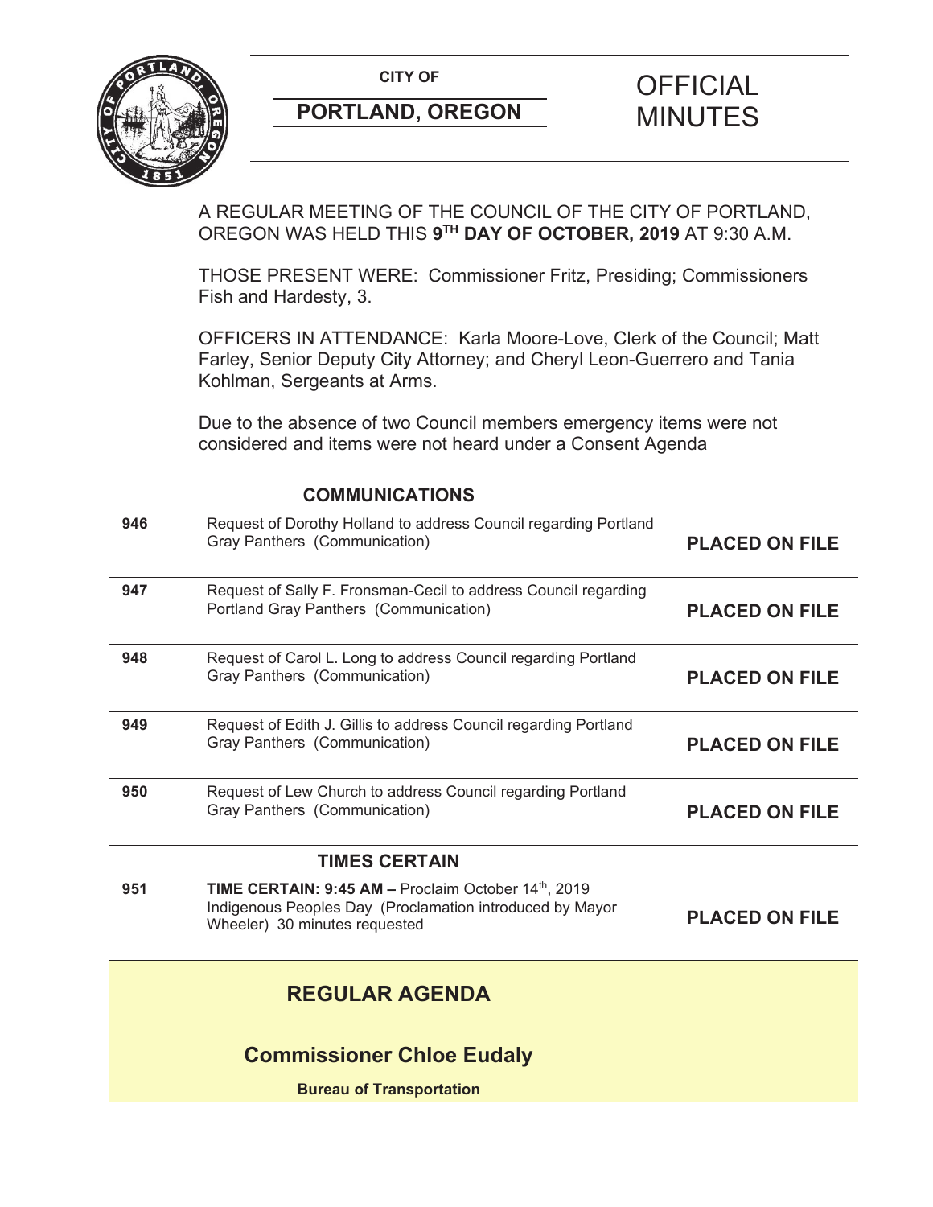CITY OF

**PORTLAND, OREGON**

# OFFICIAL MINUTES

A REGULAR MEETING OF THE COUNCIL OF THE CITY OF PORTLAND, OREGON WAS HELD THIS **9TH DAY OF OCTOBER, 2019** AT 9:30 A.M.

THOSE PRESENT WERE: Commissioner Fritz, Presiding; Commissioners Fish and Hardesty, 3.

OFFICERS IN ATTENDANCE: Karla Moore-Love, Clerk of the Council; Matt Farley, Senior Deputy City Attorney; and Cheryl Leon-Guerrero and Tania Kohlman, Sergeants at Arms.

Due to the absence of two Council members emergency items were not considered and items were not heard under a Consent Agenda

| | **COMMUNICATIONS** | |
|---|---|---|
| 946 | Request of Dorothy Holland to address Council regarding Portland Gray Panthers (Communication) | **PLACED ON FILE** |
| 947 | Request of Sally F. Fronsman-Cecil to address Council regarding Portland Gray Panthers (Communication) | **PLACED ON FILE** |
| 948 | Request of Carol L. Long to address Council regarding Portland Gray Panthers (Communication) | **PLACED ON FILE** |
| 949 | Request of Edith J. Gillis to address Council regarding Portland Gray Panthers (Communication) | **PLACED ON FILE** |
| 950 | Request of Lew Church to address Council regarding Portland Gray Panthers (Communication) | **PLACED ON FILE** |
| | **TIMES CERTAIN** | |
| 951 | **TIME CERTAIN: 9:45 AM –** Proclaim October 14th, 2019 Indigenous Peoples Day (Proclamation introduced by Mayor Wheeler) 30 minutes requested | **PLACED ON FILE** |

## REGULAR AGENDA

### Commissioner Chloe Eudaly

**Bureau of Transportation**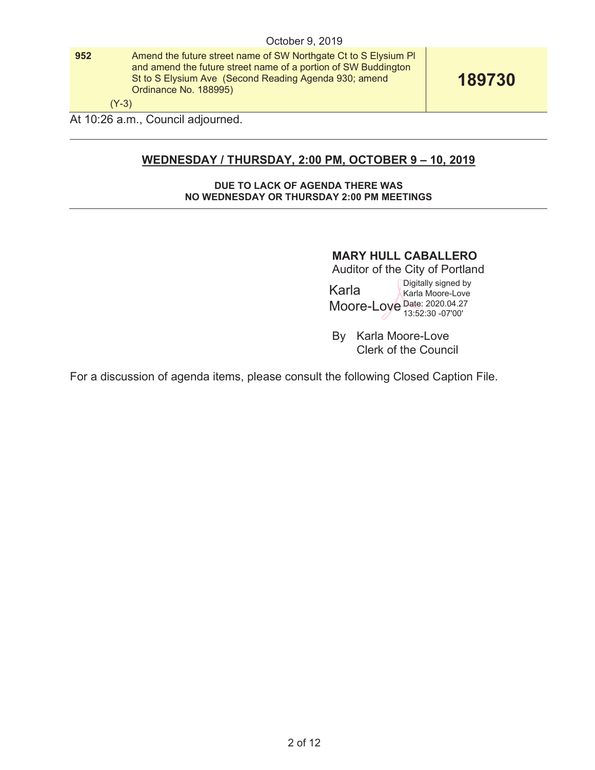October 9, 2019

| | | |
|---|---|---|
| **952** | Amend the future street name of SW Northgate Ct to S Elysium Pl and amend the future street name of a portion of SW Buddington St to S Elysium Ave (Second Reading Agenda 930; amend Ordinance No. 188995)<br><br>(Y-3) | **189730** |

At 10:26 a.m., Council adjourned.

---

## WEDNESDAY / THURSDAY, 2:00 PM, OCTOBER 9 – 10, 2019

**DUE TO LACK OF AGENDA THERE WAS NO WEDNESDAY OR THURSDAY 2:00 PM MEETINGS**

---

**MARY HULL CABALLERO**
Auditor of the City of Portland

Karla Moore-Love
Digitally signed by Karla Moore-Love
Date: 2020.04.27 13:52:30 -07'00'

By Karla Moore-Love
Clerk of the Council

For a discussion of agenda items, please consult the following Closed Caption File.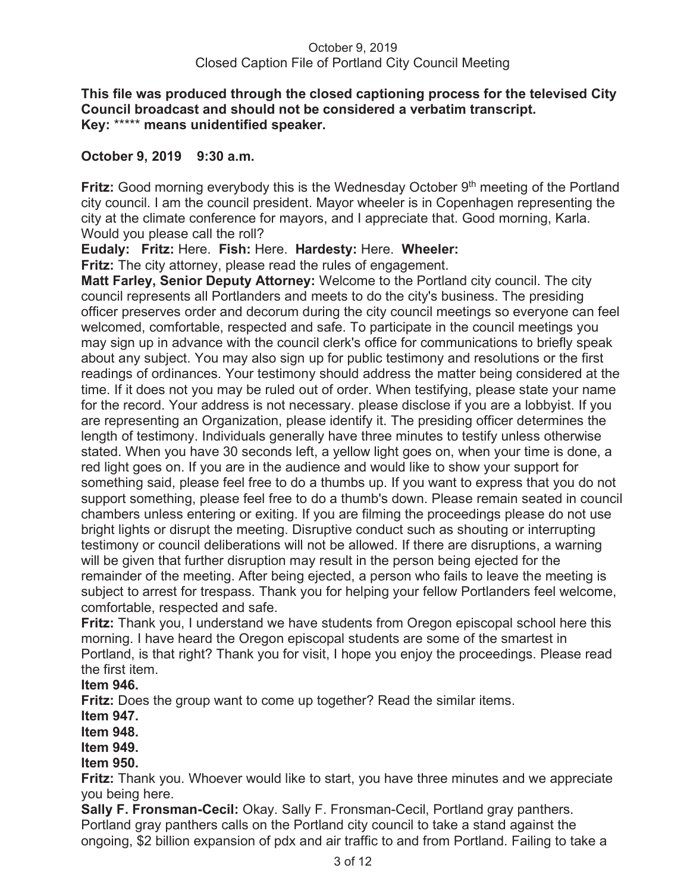October 9, 2019
Closed Caption File of Portland City Council Meeting

**This file was produced through the closed captioning process for the televised City Council broadcast and should not be considered a verbatim transcript.**
**Key:** ***** **means unidentified speaker.**

**October 9, 2019 9:30 a.m.**

**Fritz:** Good morning everybody this is the Wednesday October 9th meeting of the Portland city council. I am the council president. Mayor wheeler is in Copenhagen representing the city at the climate conference for mayors, and I appreciate that. Good morning, Karla. Would you please call the roll?

**Eudaly:** **Fritz:** Here. **Fish:** Here. **Hardesty:** Here. **Wheeler:**

**Fritz:** The city attorney, please read the rules of engagement.

**Matt Farley, Senior Deputy Attorney:** Welcome to the Portland city council. The city council represents all Portlanders and meets to do the city's business. The presiding officer preserves order and decorum during the city council meetings so everyone can feel welcomed, comfortable, respected and safe. To participate in the council meetings you may sign up in advance with the council clerk's office for communications to briefly speak about any subject. You may also sign up for public testimony and resolutions or the first readings of ordinances. Your testimony should address the matter being considered at the time. If it does not you may be ruled out of order. When testifying, please state your name for the record. Your address is not necessary. please disclose if you are a lobbyist. If you are representing an Organization, please identify it. The presiding officer determines the length of testimony. Individuals generally have three minutes to testify unless otherwise stated. When you have 30 seconds left, a yellow light goes on, when your time is done, a red light goes on. If you are in the audience and would like to show your support for something said, please feel free to do a thumbs up. If you want to express that you do not support something, please feel free to do a thumb's down. Please remain seated in council chambers unless entering or exiting. If you are filming the proceedings please do not use bright lights or disrupt the meeting. Disruptive conduct such as shouting or interrupting testimony or council deliberations will not be allowed. If there are disruptions, a warning will be given that further disruption may result in the person being ejected for the remainder of the meeting. After being ejected, a person who fails to leave the meeting is subject to arrest for trespass. Thank you for helping your fellow Portlanders feel welcome, comfortable, respected and safe.

**Fritz:** Thank you, I understand we have students from Oregon episcopal school here this morning. I have heard the Oregon episcopal students are some of the smartest in Portland, is that right? Thank you for visit, I hope you enjoy the proceedings. Please read the first item.

**Item 946.**

**Fritz:** Does the group want to come up together? Read the similar items.

**Item 947.**

**Item 948.**

**Item 949.**

**Item 950.**

**Fritz:** Thank you. Whoever would like to start, you have three minutes and we appreciate you being here.

**Sally F. Fronsman-Cecil:** Okay. Sally F. Fronsman-Cecil, Portland gray panthers. Portland gray panthers calls on the Portland city council to take a stand against the ongoing, $2 billion expansion of pdx and air traffic to and from Portland. Failing to take a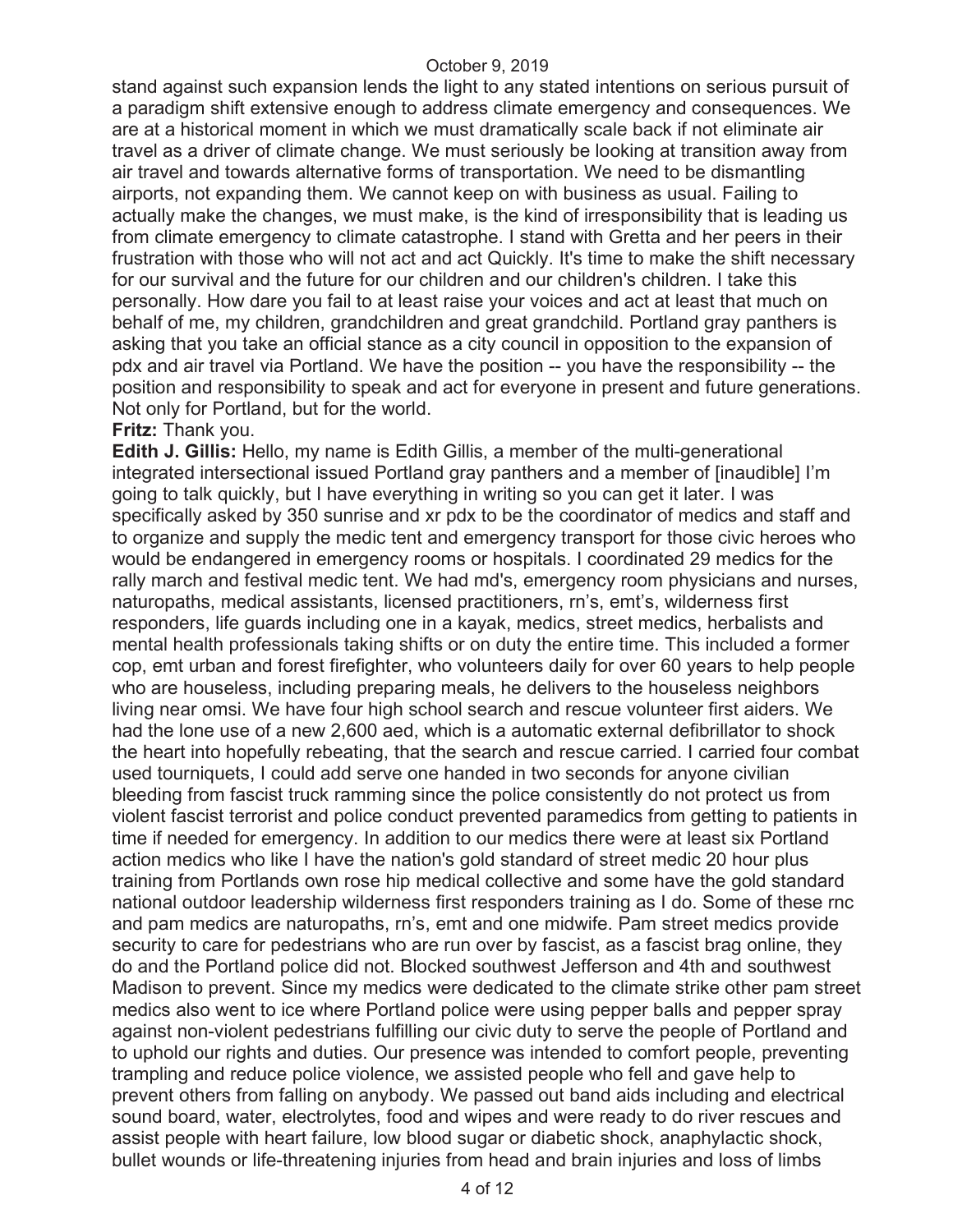stand against such expansion lends the light to any stated intentions on serious pursuit of a paradigm shift extensive enough to address climate emergency and consequences. We are at a historical moment in which we must dramatically scale back if not eliminate air travel as a driver of climate change. We must seriously be looking at transition away from air travel and towards alternative forms of transportation. We need to be dismantling airports, not expanding them. We cannot keep on with business as usual. Failing to actually make the changes, we must make, is the kind of irresponsibility that is leading us from climate emergency to climate catastrophe. I stand with Gretta and her peers in their frustration with those who will not act and act Quickly. It's time to make the shift necessary for our survival and the future for our children and our children's children. I take this personally. How dare you fail to at least raise your voices and act at least that much on behalf of me, my children, grandchildren and great grandchild. Portland gray panthers is asking that you take an official stance as a city council in opposition to the expansion of pdx and air travel via Portland. We have the position -- you have the responsibility -- the position and responsibility to speak and act for everyone in present and future generations. Not only for Portland, but for the world.

**Fritz:** Thank you.

**Edith J. Gillis:** Hello, my name is Edith Gillis, a member of the multi-generational integrated intersectional issued Portland gray panthers and a member of [inaudible] I'm going to talk quickly, but I have everything in writing so you can get it later. I was specifically asked by 350 sunrise and xr pdx to be the coordinator of medics and staff and to organize and supply the medic tent and emergency transport for those civic heroes who would be endangered in emergency rooms or hospitals. I coordinated 29 medics for the rally march and festival medic tent. We had md's, emergency room physicians and nurses, naturopaths, medical assistants, licensed practitioners, rn's, emt's, wilderness first responders, life guards including one in a kayak, medics, street medics, herbalists and mental health professionals taking shifts or on duty the entire time. This included a former cop, emt urban and forest firefighter, who volunteers daily for over 60 years to help people who are houseless, including preparing meals, he delivers to the houseless neighbors living near omsi. We have four high school search and rescue volunteer first aiders. We had the lone use of a new 2,600 aed, which is a automatic external defibrillator to shock the heart into hopefully rebeating, that the search and rescue carried. I carried four combat used tourniquets, I could add serve one handed in two seconds for anyone civilian bleeding from fascist truck ramming since the police consistently do not protect us from violent fascist terrorist and police conduct prevented paramedics from getting to patients in time if needed for emergency. In addition to our medics there were at least six Portland action medics who like I have the nation's gold standard of street medic 20 hour plus training from Portlands own rose hip medical collective and some have the gold standard national outdoor leadership wilderness first responders training as I do. Some of these rnc and pam medics are naturopaths, rn's, emt and one midwife. Pam street medics provide security to care for pedestrians who are run over by fascist, as a fascist brag online, they do and the Portland police did not. Blocked southwest Jefferson and 4th and southwest Madison to prevent. Since my medics were dedicated to the climate strike other pam street medics also went to ice where Portland police were using pepper balls and pepper spray against non-violent pedestrians fulfilling our civic duty to serve the people of Portland and to uphold our rights and duties. Our presence was intended to comfort people, preventing trampling and reduce police violence, we assisted people who fell and gave help to prevent others from falling on anybody. We passed out band aids including and electrical sound board, water, electrolytes, food and wipes and were ready to do river rescues and assist people with heart failure, low blood sugar or diabetic shock, anaphylactic shock, bullet wounds or life-threatening injuries from head and brain injuries and loss of limbs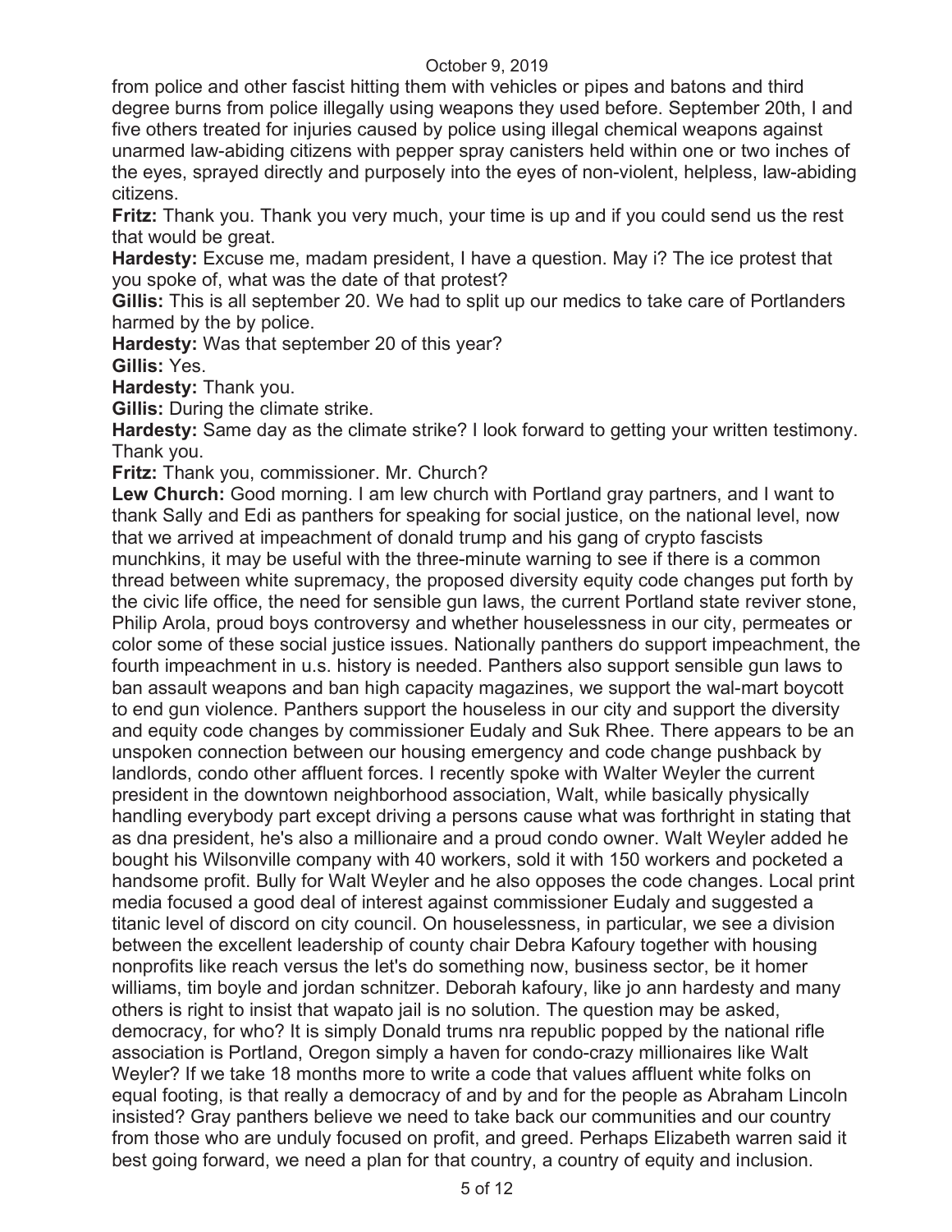from police and other fascist hitting them with vehicles or pipes and batons and third degree burns from police illegally using weapons they used before. September 20th, I and five others treated for injuries caused by police using illegal chemical weapons against unarmed law-abiding citizens with pepper spray canisters held within one or two inches of the eyes, sprayed directly and purposely into the eyes of non-violent, helpless, law-abiding citizens.

**Fritz:** Thank you. Thank you very much, your time is up and if you could send us the rest that would be great.

**Hardesty:** Excuse me, madam president, I have a question. May i? The ice protest that you spoke of, what was the date of that protest?

**Gillis:** This is all september 20. We had to split up our medics to take care of Portlanders harmed by the by police.

**Hardesty:** Was that september 20 of this year?

**Gillis:** Yes.

**Hardesty:** Thank you.

**Gillis:** During the climate strike.

**Hardesty:** Same day as the climate strike? I look forward to getting your written testimony. Thank you.

**Fritz:** Thank you, commissioner. Mr. Church?

**Lew Church:** Good morning. I am lew church with Portland gray partners, and I want to thank Sally and Edi as panthers for speaking for social justice, on the national level, now that we arrived at impeachment of donald trump and his gang of crypto fascists munchkins, it may be useful with the three-minute warning to see if there is a common thread between white supremacy, the proposed diversity equity code changes put forth by the civic life office, the need for sensible gun laws, the current Portland state reviver stone, Philip Arola, proud boys controversy and whether houselessness in our city, permeates or color some of these social justice issues. Nationally panthers do support impeachment, the fourth impeachment in u.s. history is needed. Panthers also support sensible gun laws to ban assault weapons and ban high capacity magazines, we support the wal-mart boycott to end gun violence. Panthers support the houseless in our city and support the diversity and equity code changes by commissioner Eudaly and Suk Rhee. There appears to be an unspoken connection between our housing emergency and code change pushback by landlords, condo other affluent forces. I recently spoke with Walter Weyler the current president in the downtown neighborhood association, Walt, while basically physically handling everybody part except driving a persons cause what was forthright in stating that as dna president, he's also a millionaire and a proud condo owner. Walt Weyler added he bought his Wilsonville company with 40 workers, sold it with 150 workers and pocketed a handsome profit. Bully for Walt Weyler and he also opposes the code changes. Local print media focused a good deal of interest against commissioner Eudaly and suggested a titanic level of discord on city council. On houselessness, in particular, we see a division between the excellent leadership of county chair Debra Kafoury together with housing nonprofits like reach versus the let's do something now, business sector, be it homer williams, tim boyle and jordan schnitzer. Deborah kafoury, like jo ann hardesty and many others is right to insist that wapato jail is no solution. The question may be asked, democracy, for who? It is simply Donald trums nra republic popped by the national rifle association is Portland, Oregon simply a haven for condo-crazy millionaires like Walt Weyler? If we take 18 months more to write a code that values affluent white folks on equal footing, is that really a democracy of and by and for the people as Abraham Lincoln insisted? Gray panthers believe we need to take back our communities and our country from those who are unduly focused on profit, and greed. Perhaps Elizabeth warren said it best going forward, we need a plan for that country, a country of equity and inclusion.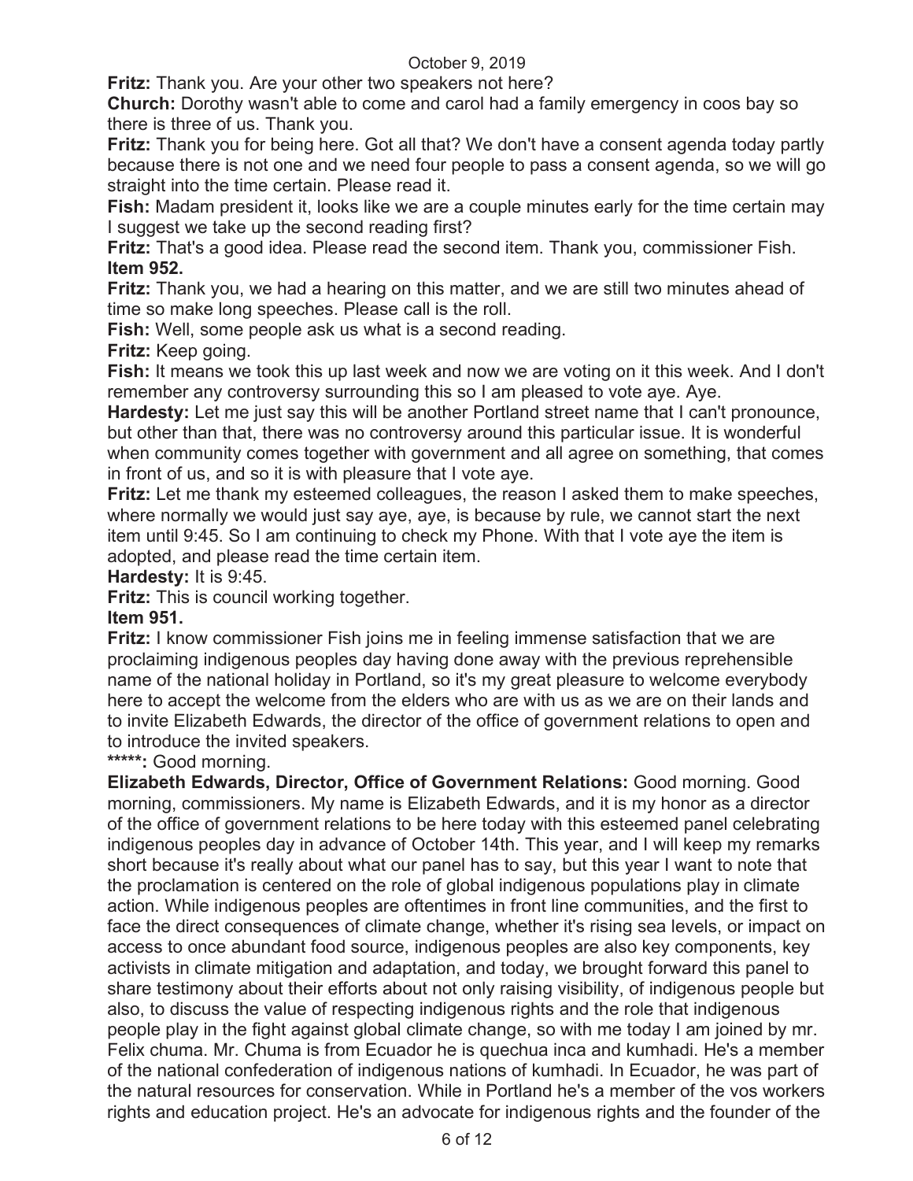**Fritz:** Thank you. Are your other two speakers not here?

**Church:** Dorothy wasn't able to come and carol had a family emergency in coos bay so there is three of us. Thank you.

**Fritz:** Thank you for being here. Got all that? We don't have a consent agenda today partly because there is not one and we need four people to pass a consent agenda, so we will go straight into the time certain. Please read it.

**Fish:** Madam president it, looks like we are a couple minutes early for the time certain may I suggest we take up the second reading first?

**Fritz:** That's a good idea. Please read the second item. Thank you, commissioner Fish.

**Item 952.**

**Fritz:** Thank you, we had a hearing on this matter, and we are still two minutes ahead of time so make long speeches. Please call is the roll.

**Fish:** Well, some people ask us what is a second reading.

**Fritz:** Keep going.

**Fish:** It means we took this up last week and now we are voting on it this week. And I don't remember any controversy surrounding this so I am pleased to vote aye. Aye.

**Hardesty:** Let me just say this will be another Portland street name that I can't pronounce, but other than that, there was no controversy around this particular issue. It is wonderful when community comes together with government and all agree on something, that comes in front of us, and so it is with pleasure that I vote aye.

**Fritz:** Let me thank my esteemed colleagues, the reason I asked them to make speeches, where normally we would just say aye, aye, is because by rule, we cannot start the next item until 9:45. So I am continuing to check my Phone. With that I vote aye the item is adopted, and please read the time certain item.

**Hardesty:** It is 9:45.

**Fritz:** This is council working together.

**Item 951.**

**Fritz:** I know commissioner Fish joins me in feeling immense satisfaction that we are proclaiming indigenous peoples day having done away with the previous reprehensible name of the national holiday in Portland, so it's my great pleasure to welcome everybody here to accept the welcome from the elders who are with us as we are on their lands and to invite Elizabeth Edwards, the director of the office of government relations to open and to introduce the invited speakers.

**\*\*\*\*\*:** Good morning.

**Elizabeth Edwards, Director, Office of Government Relations:** Good morning. Good morning, commissioners. My name is Elizabeth Edwards, and it is my honor as a director of the office of government relations to be here today with this esteemed panel celebrating indigenous peoples day in advance of October 14th. This year, and I will keep my remarks short because it's really about what our panel has to say, but this year I want to note that the proclamation is centered on the role of global indigenous populations play in climate action. While indigenous peoples are oftentimes in front line communities, and the first to face the direct consequences of climate change, whether it's rising sea levels, or impact on access to once abundant food source, indigenous peoples are also key components, key activists in climate mitigation and adaptation, and today, we brought forward this panel to share testimony about their efforts about not only raising visibility, of indigenous people but also, to discuss the value of respecting indigenous rights and the role that indigenous people play in the fight against global climate change, so with me today I am joined by mr. Felix chuma. Mr. Chuma is from Ecuador he is quechua inca and kumhadi. He's a member of the national confederation of indigenous nations of kumhadi. In Ecuador, he was part of the natural resources for conservation. While in Portland he's a member of the vos workers rights and education project. He's an advocate for indigenous rights and the founder of the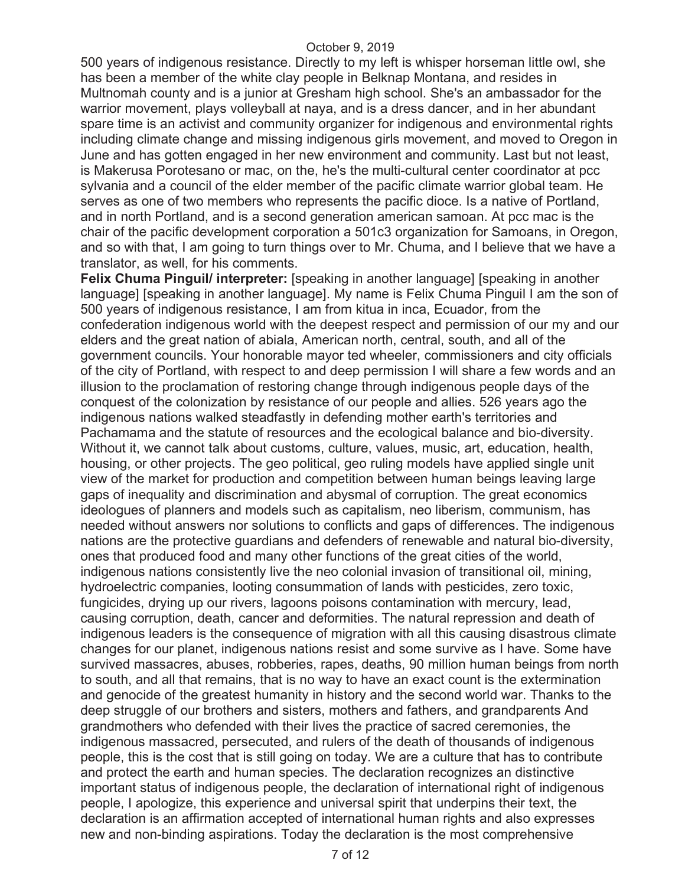500 years of indigenous resistance. Directly to my left is whisper horseman little owl, she has been a member of the white clay people in Belknap Montana, and resides in Multnomah county and is a junior at Gresham high school. She's an ambassador for the warrior movement, plays volleyball at naya, and is a dress dancer, and in her abundant spare time is an activist and community organizer for indigenous and environmental rights including climate change and missing indigenous girls movement, and moved to Oregon in June and has gotten engaged in her new environment and community. Last but not least, is Makerusa Porotesano or mac, on the, he's the multi-cultural center coordinator at pcc sylvania and a council of the elder member of the pacific climate warrior global team. He serves as one of two members who represents the pacific dioce. Is a native of Portland, and in north Portland, and is a second generation american samoan. At pcc mac is the chair of the pacific development corporation a 501c3 organization for Samoans, in Oregon, and so with that, I am going to turn things over to Mr. Chuma, and I believe that we have a translator, as well, for his comments.

**Felix Chuma Pinguil/ interpreter:** [speaking in another language] [speaking in another language] [speaking in another language]. My name is Felix Chuma Pinguil I am the son of 500 years of indigenous resistance, I am from kitua in inca, Ecuador, from the confederation indigenous world with the deepest respect and permission of our my and our elders and the great nation of abiala, American north, central, south, and all of the government councils. Your honorable mayor ted wheeler, commissioners and city officials of the city of Portland, with respect to and deep permission I will share a few words and an illusion to the proclamation of restoring change through indigenous people days of the conquest of the colonization by resistance of our people and allies. 526 years ago the indigenous nations walked steadfastly in defending mother earth's territories and Pachamama and the statute of resources and the ecological balance and bio-diversity. Without it, we cannot talk about customs, culture, values, music, art, education, health, housing, or other projects. The geo political, geo ruling models have applied single unit view of the market for production and competition between human beings leaving large gaps of inequality and discrimination and abysmal of corruption. The great economics ideologues of planners and models such as capitalism, neo liberism, communism, has needed without answers nor solutions to conflicts and gaps of differences. The indigenous nations are the protective guardians and defenders of renewable and natural bio-diversity, ones that produced food and many other functions of the great cities of the world, indigenous nations consistently live the neo colonial invasion of transitional oil, mining, hydroelectric companies, looting consummation of lands with pesticides, zero toxic, fungicides, drying up our rivers, lagoons poisons contamination with mercury, lead, causing corruption, death, cancer and deformities. The natural repression and death of indigenous leaders is the consequence of migration with all this causing disastrous climate changes for our planet, indigenous nations resist and some survive as I have. Some have survived massacres, abuses, robberies, rapes, deaths, 90 million human beings from north to south, and all that remains, that is no way to have an exact count is the extermination and genocide of the greatest humanity in history and the second world war. Thanks to the deep struggle of our brothers and sisters, mothers and fathers, and grandparents And grandmothers who defended with their lives the practice of sacred ceremonies, the indigenous massacred, persecuted, and rulers of the death of thousands of indigenous people, this is the cost that is still going on today. We are a culture that has to contribute and protect the earth and human species. The declaration recognizes an distinctive important status of indigenous people, the declaration of international right of indigenous people, I apologize, this experience and universal spirit that underpins their text, the declaration is an affirmation accepted of international human rights and also expresses new and non-binding aspirations. Today the declaration is the most comprehensive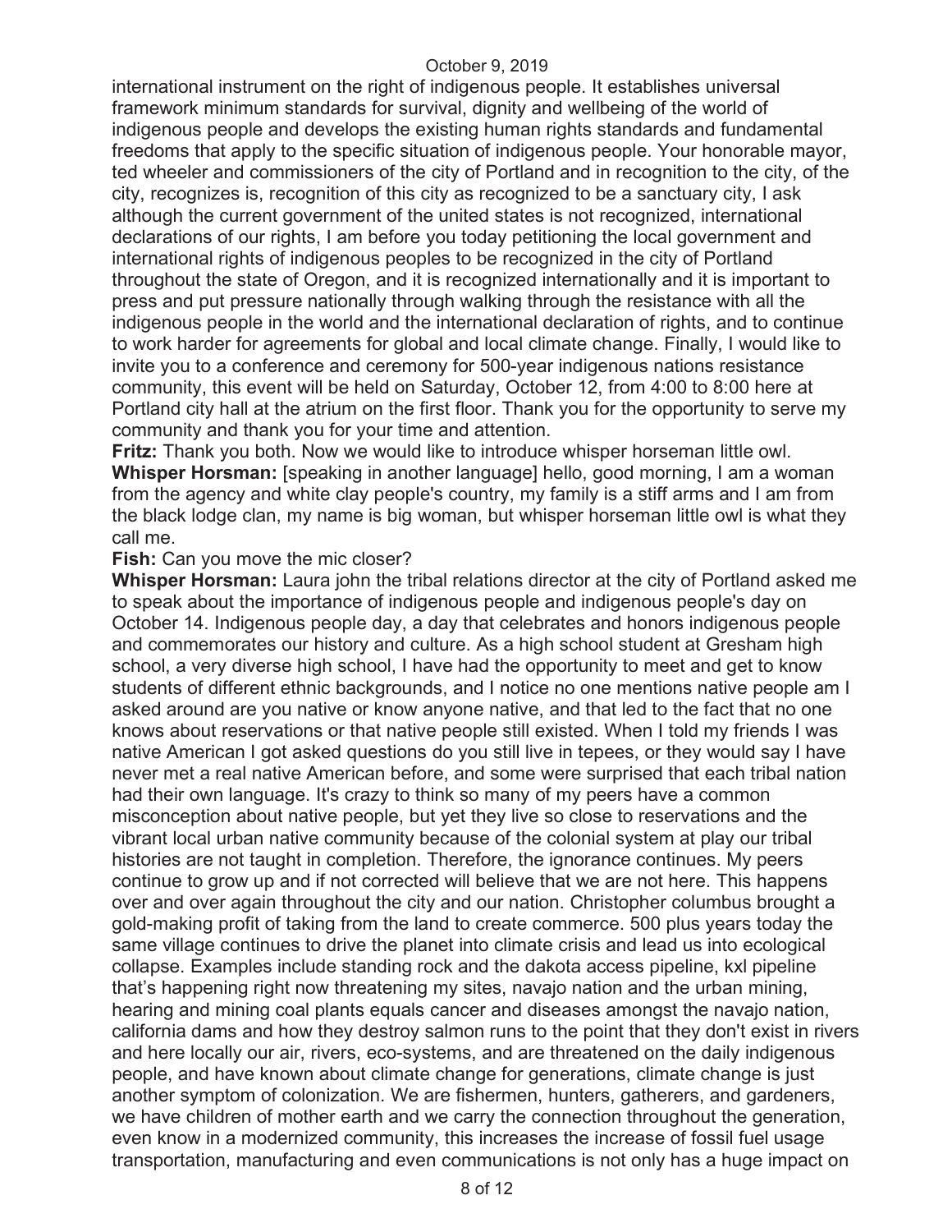international instrument on the right of indigenous people. It establishes universal framework minimum standards for survival, dignity and wellbeing of the world of indigenous people and develops the existing human rights standards and fundamental freedoms that apply to the specific situation of indigenous people. Your honorable mayor, ted wheeler and commissioners of the city of Portland and in recognition to the city, of the city, recognizes is, recognition of this city as recognized to be a sanctuary city, I ask although the current government of the united states is not recognized, international declarations of our rights, I am before you today petitioning the local government and international rights of indigenous peoples to be recognized in the city of Portland throughout the state of Oregon, and it is recognized internationally and it is important to press and put pressure nationally through walking through the resistance with all the indigenous people in the world and the international declaration of rights, and to continue to work harder for agreements for global and local climate change. Finally, I would like to invite you to a conference and ceremony for 500-year indigenous nations resistance community, this event will be held on Saturday, October 12, from 4:00 to 8:00 here at Portland city hall at the atrium on the first floor. Thank you for the opportunity to serve my community and thank you for your time and attention.

**Fritz:** Thank you both. Now we would like to introduce whisper horseman little owl.

**Whisper Horsman:** [speaking in another language] hello, good morning, I am a woman from the agency and white clay people's country, my family is a stiff arms and I am from the black lodge clan, my name is big woman, but whisper horseman little owl is what they call me.

**Fish:** Can you move the mic closer?

**Whisper Horsman:** Laura john the tribal relations director at the city of Portland asked me to speak about the importance of indigenous people and indigenous people's day on October 14. Indigenous people day, a day that celebrates and honors indigenous people and commemorates our history and culture. As a high school student at Gresham high school, a very diverse high school, I have had the opportunity to meet and get to know students of different ethnic backgrounds, and I notice no one mentions native people am I asked around are you native or know anyone native, and that led to the fact that no one knows about reservations or that native people still existed. When I told my friends I was native American I got asked questions do you still live in tepees, or they would say I have never met a real native American before, and some were surprised that each tribal nation had their own language. It's crazy to think so many of my peers have a common misconception about native people, but yet they live so close to reservations and the vibrant local urban native community because of the colonial system at play our tribal histories are not taught in completion. Therefore, the ignorance continues. My peers continue to grow up and if not corrected will believe that we are not here. This happens over and over again throughout the city and our nation. Christopher columbus brought a gold-making profit of taking from the land to create commerce. 500 plus years today the same village continues to drive the planet into climate crisis and lead us into ecological collapse. Examples include standing rock and the dakota access pipeline, kxl pipeline that's happening right now threatening my sites, navajo nation and the urban mining, hearing and mining coal plants equals cancer and diseases amongst the navajo nation, california dams and how they destroy salmon runs to the point that they don't exist in rivers and here locally our air, rivers, eco-systems, and are threatened on the daily indigenous people, and have known about climate change for generations, climate change is just another symptom of colonization. We are fishermen, hunters, gatherers, and gardeners, we have children of mother earth and we carry the connection throughout the generation, even know in a modernized community, this increases the increase of fossil fuel usage transportation, manufacturing and even communications is not only has a huge impact on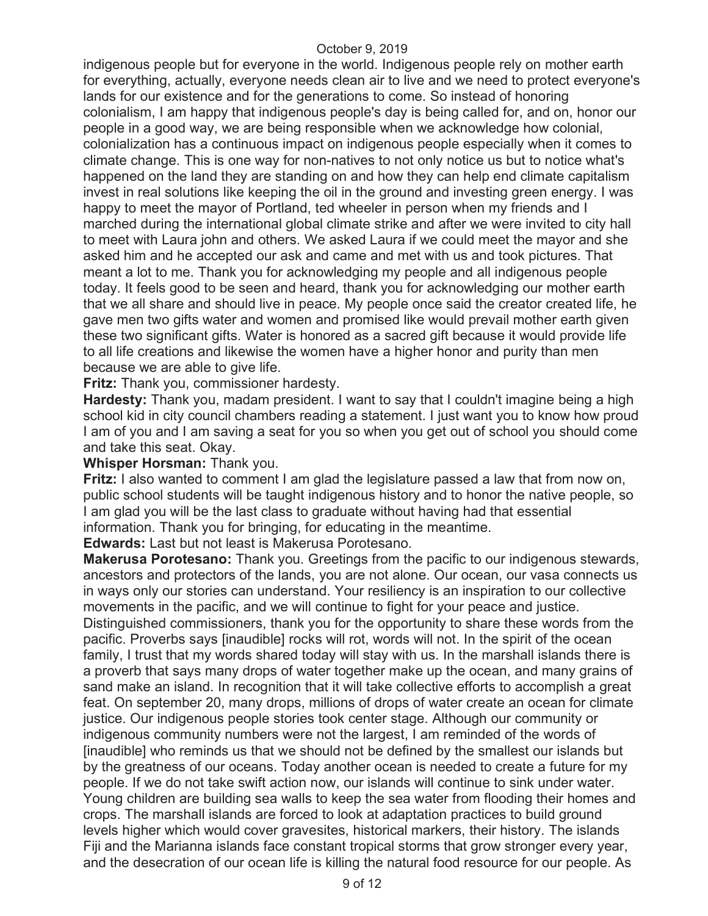indigenous people but for everyone in the world. Indigenous people rely on mother earth for everything, actually, everyone needs clean air to live and we need to protect everyone's lands for our existence and for the generations to come. So instead of honoring colonialism, I am happy that indigenous people's day is being called for, and on, honor our people in a good way, we are being responsible when we acknowledge how colonial, colonialization has a continuous impact on indigenous people especially when it comes to climate change. This is one way for non-natives to not only notice us but to notice what's happened on the land they are standing on and how they can help end climate capitalism invest in real solutions like keeping the oil in the ground and investing green energy. I was happy to meet the mayor of Portland, ted wheeler in person when my friends and I marched during the international global climate strike and after we were invited to city hall to meet with Laura john and others. We asked Laura if we could meet the mayor and she asked him and he accepted our ask and came and met with us and took pictures. That meant a lot to me. Thank you for acknowledging my people and all indigenous people today. It feels good to be seen and heard, thank you for acknowledging our mother earth that we all share and should live in peace. My people once said the creator created life, he gave men two gifts water and women and promised like would prevail mother earth given these two significant gifts. Water is honored as a sacred gift because it would provide life to all life creations and likewise the women have a higher honor and purity than men because we are able to give life.

**Fritz:** Thank you, commissioner hardesty.

**Hardesty:** Thank you, madam president. I want to say that I couldn't imagine being a high school kid in city council chambers reading a statement. I just want you to know how proud I am of you and I am saving a seat for you so when you get out of school you should come and take this seat. Okay.

**Whisper Horsman:** Thank you.

**Fritz:** I also wanted to comment I am glad the legislature passed a law that from now on, public school students will be taught indigenous history and to honor the native people, so I am glad you will be the last class to graduate without having had that essential information. Thank you for bringing, for educating in the meantime.

**Edwards:** Last but not least is Makerusa Porotesano.

**Makerusa Porotesano:** Thank you. Greetings from the pacific to our indigenous stewards, ancestors and protectors of the lands, you are not alone. Our ocean, our vasa connects us in ways only our stories can understand. Your resiliency is an inspiration to our collective movements in the pacific, and we will continue to fight for your peace and justice. Distinguished commissioners, thank you for the opportunity to share these words from the pacific. Proverbs says [inaudible] rocks will rot, words will not. In the spirit of the ocean family, I trust that my words shared today will stay with us. In the marshall islands there is a proverb that says many drops of water together make up the ocean, and many grains of sand make an island. In recognition that it will take collective efforts to accomplish a great feat. On september 20, many drops, millions of drops of water create an ocean for climate justice. Our indigenous people stories took center stage. Although our community or indigenous community numbers were not the largest, I am reminded of the words of [inaudible] who reminds us that we should not be defined by the smallest our islands but by the greatness of our oceans. Today another ocean is needed to create a future for my people. If we do not take swift action now, our islands will continue to sink under water. Young children are building sea walls to keep the sea water from flooding their homes and crops. The marshall islands are forced to look at adaptation practices to build ground levels higher which would cover gravesites, historical markers, their history. The islands Fiji and the Marianna islands face constant tropical storms that grow stronger every year, and the desecration of our ocean life is killing the natural food resource for our people. As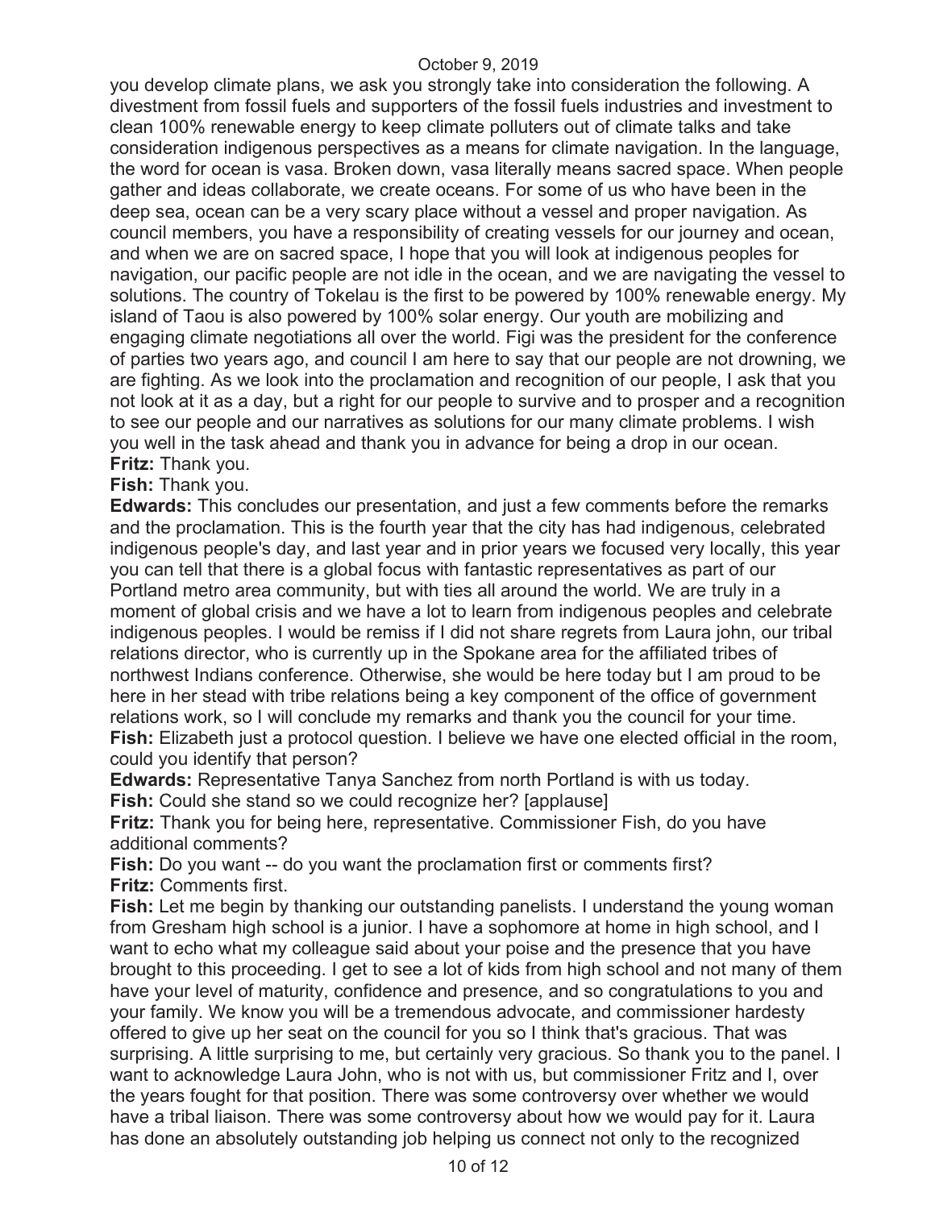you develop climate plans, we ask you strongly take into consideration the following. A divestment from fossil fuels and supporters of the fossil fuels industries and investment to clean 100% renewable energy to keep climate polluters out of climate talks and take consideration indigenous perspectives as a means for climate navigation. In the language, the word for ocean is vasa. Broken down, vasa literally means sacred space. When people gather and ideas collaborate, we create oceans. For some of us who have been in the deep sea, ocean can be a very scary place without a vessel and proper navigation. As council members, you have a responsibility of creating vessels for our journey and ocean, and when we are on sacred space, I hope that you will look at indigenous peoples for navigation, our pacific people are not idle in the ocean, and we are navigating the vessel to solutions. The country of Tokelau is the first to be powered by 100% renewable energy. My island of Taou is also powered by 100% solar energy. Our youth are mobilizing and engaging climate negotiations all over the world. Figi was the president for the conference of parties two years ago, and council I am here to say that our people are not drowning, we are fighting. As we look into the proclamation and recognition of our people, I ask that you not look at it as a day, but a right for our people to survive and to prosper and a recognition to see our people and our narratives as solutions for our many climate problems. I wish you well in the task ahead and thank you in advance for being a drop in our ocean.

**Fritz:** Thank you.

**Fish:** Thank you.

**Edwards:** This concludes our presentation, and just a few comments before the remarks and the proclamation. This is the fourth year that the city has had indigenous, celebrated indigenous people's day, and last year and in prior years we focused very locally, this year you can tell that there is a global focus with fantastic representatives as part of our Portland metro area community, but with ties all around the world. We are truly in a moment of global crisis and we have a lot to learn from indigenous peoples and celebrate indigenous peoples. I would be remiss if I did not share regrets from Laura john, our tribal relations director, who is currently up in the Spokane area for the affiliated tribes of northwest Indians conference. Otherwise, she would be here today but I am proud to be here in her stead with tribe relations being a key component of the office of government relations work, so I will conclude my remarks and thank you the council for your time.

**Fish:** Elizabeth just a protocol question. I believe we have one elected official in the room, could you identify that person?

**Edwards:** Representative Tanya Sanchez from north Portland is with us today.

**Fish:** Could she stand so we could recognize her? [applause]

**Fritz:** Thank you for being here, representative. Commissioner Fish, do you have additional comments?

**Fish:** Do you want -- do you want the proclamation first or comments first?

**Fritz:** Comments first.

**Fish:** Let me begin by thanking our outstanding panelists. I understand the young woman from Gresham high school is a junior. I have a sophomore at home in high school, and I want to echo what my colleague said about your poise and the presence that you have brought to this proceeding. I get to see a lot of kids from high school and not many of them have your level of maturity, confidence and presence, and so congratulations to you and your family. We know you will be a tremendous advocate, and commissioner hardesty offered to give up her seat on the council for you so I think that's gracious. That was surprising. A little surprising to me, but certainly very gracious. So thank you to the panel. I want to acknowledge Laura John, who is not with us, but commissioner Fritz and I, over the years fought for that position. There was some controversy over whether we would have a tribal liaison. There was some controversy about how we would pay for it. Laura has done an absolutely outstanding job helping us connect not only to the recognized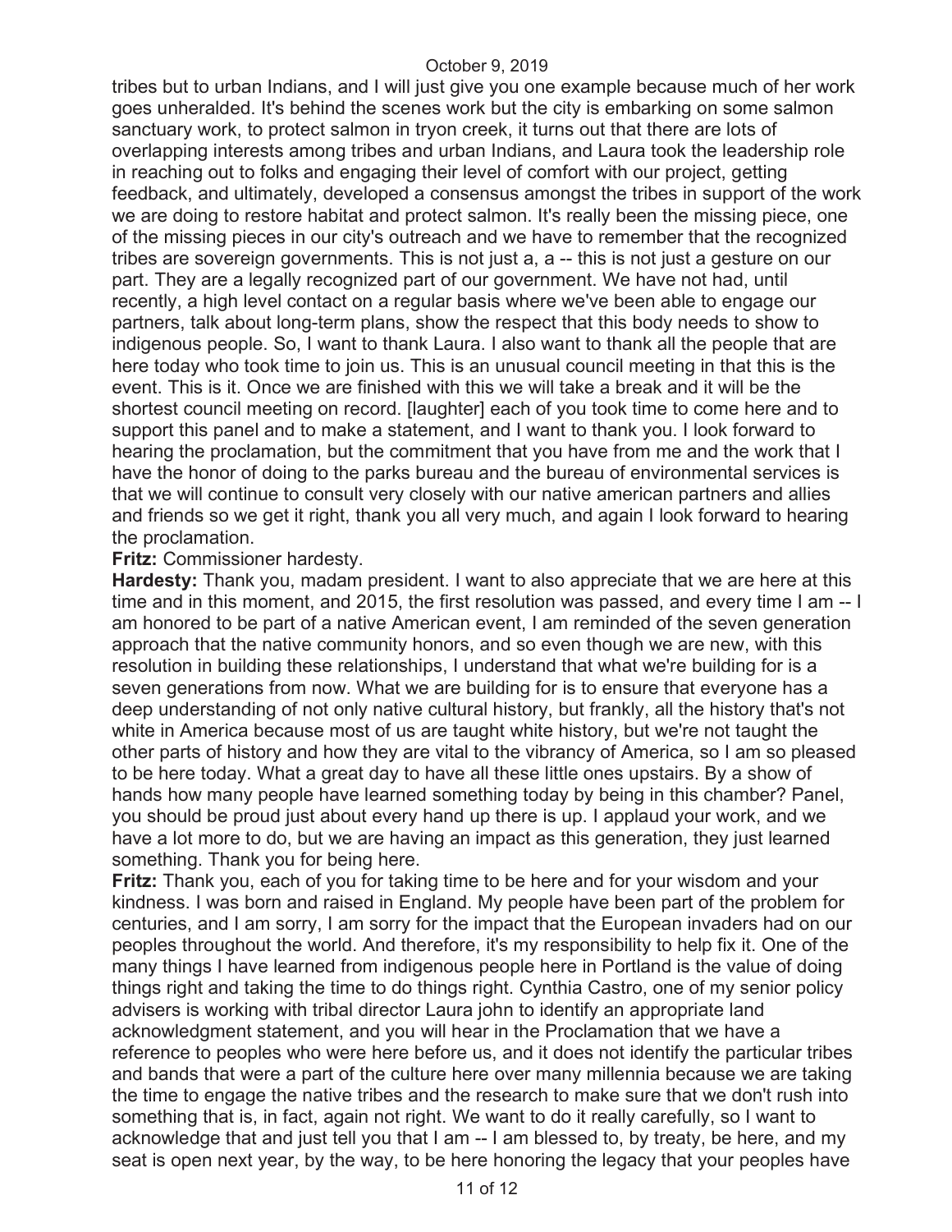tribes but to urban Indians, and I will just give you one example because much of her work goes unheralded. It's behind the scenes work but the city is embarking on some salmon sanctuary work, to protect salmon in tryon creek, it turns out that there are lots of overlapping interests among tribes and urban Indians, and Laura took the leadership role in reaching out to folks and engaging their level of comfort with our project, getting feedback, and ultimately, developed a consensus amongst the tribes in support of the work we are doing to restore habitat and protect salmon. It's really been the missing piece, one of the missing pieces in our city's outreach and we have to remember that the recognized tribes are sovereign governments. This is not just a, a -- this is not just a gesture on our part. They are a legally recognized part of our government. We have not had, until recently, a high level contact on a regular basis where we've been able to engage our partners, talk about long-term plans, show the respect that this body needs to show to indigenous people. So, I want to thank Laura. I also want to thank all the people that are here today who took time to join us. This is an unusual council meeting in that this is the event. This is it. Once we are finished with this we will take a break and it will be the shortest council meeting on record. [laughter] each of you took time to come here and to support this panel and to make a statement, and I want to thank you. I look forward to hearing the proclamation, but the commitment that you have from me and the work that I have the honor of doing to the parks bureau and the bureau of environmental services is that we will continue to consult very closely with our native american partners and allies and friends so we get it right, thank you all very much, and again I look forward to hearing the proclamation.

**Fritz:** Commissioner hardesty.

**Hardesty:** Thank you, madam president. I want to also appreciate that we are here at this time and in this moment, and 2015, the first resolution was passed, and every time I am -- I am honored to be part of a native American event, I am reminded of the seven generation approach that the native community honors, and so even though we are new, with this resolution in building these relationships, I understand that what we're building for is a seven generations from now. What we are building for is to ensure that everyone has a deep understanding of not only native cultural history, but frankly, all the history that's not white in America because most of us are taught white history, but we're not taught the other parts of history and how they are vital to the vibrancy of America, so I am so pleased to be here today. What a great day to have all these little ones upstairs. By a show of hands how many people have learned something today by being in this chamber? Panel, you should be proud just about every hand up there is up. I applaud your work, and we have a lot more to do, but we are having an impact as this generation, they just learned something. Thank you for being here.

**Fritz:** Thank you, each of you for taking time to be here and for your wisdom and your kindness. I was born and raised in England. My people have been part of the problem for centuries, and I am sorry, I am sorry for the impact that the European invaders had on our peoples throughout the world. And therefore, it's my responsibility to help fix it. One of the many things I have learned from indigenous people here in Portland is the value of doing things right and taking the time to do things right. Cynthia Castro, one of my senior policy advisers is working with tribal director Laura john to identify an appropriate land acknowledgment statement, and you will hear in the Proclamation that we have a reference to peoples who were here before us, and it does not identify the particular tribes and bands that were a part of the culture here over many millennia because we are taking the time to engage the native tribes and the research to make sure that we don't rush into something that is, in fact, again not right. We want to do it really carefully, so I want to acknowledge that and just tell you that I am -- I am blessed to, by treaty, be here, and my seat is open next year, by the way, to be here honoring the legacy that your peoples have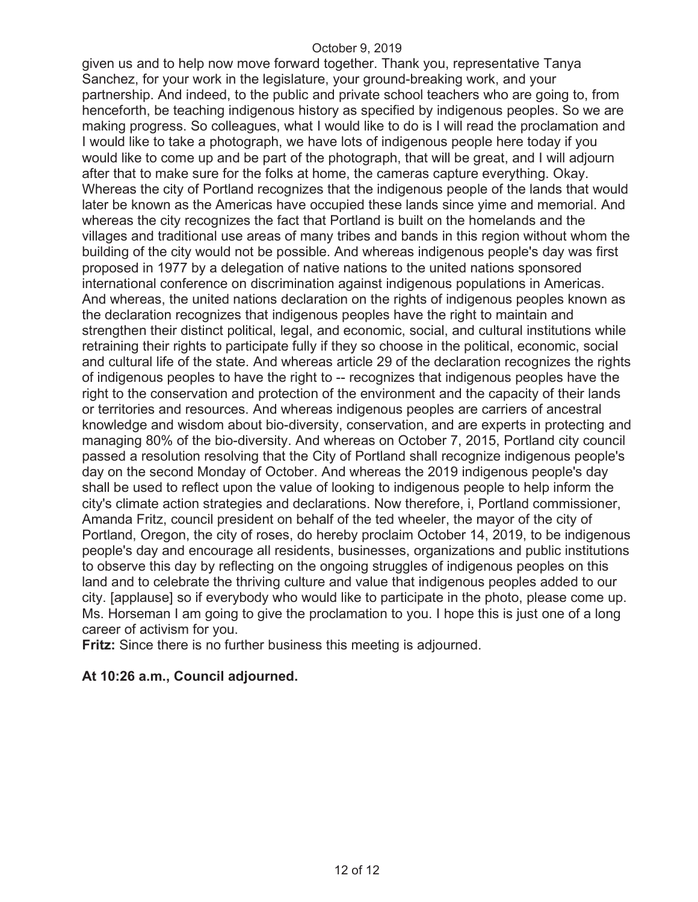given us and to help now move forward together. Thank you, representative Tanya Sanchez, for your work in the legislature, your ground-breaking work, and your partnership. And indeed, to the public and private school teachers who are going to, from henceforth, be teaching indigenous history as specified by indigenous peoples. So we are making progress. So colleagues, what I would like to do is I will read the proclamation and I would like to take a photograph, we have lots of indigenous people here today if you would like to come up and be part of the photograph, that will be great, and I will adjourn after that to make sure for the folks at home, the cameras capture everything. Okay. Whereas the city of Portland recognizes that the indigenous people of the lands that would later be known as the Americas have occupied these lands since yime and memorial. And whereas the city recognizes the fact that Portland is built on the homelands and the villages and traditional use areas of many tribes and bands in this region without whom the building of the city would not be possible. And whereas indigenous people's day was first proposed in 1977 by a delegation of native nations to the united nations sponsored international conference on discrimination against indigenous populations in Americas. And whereas, the united nations declaration on the rights of indigenous peoples known as the declaration recognizes that indigenous peoples have the right to maintain and strengthen their distinct political, legal, and economic, social, and cultural institutions while retraining their rights to participate fully if they so choose in the political, economic, social and cultural life of the state. And whereas article 29 of the declaration recognizes the rights of indigenous peoples to have the right to -- recognizes that indigenous peoples have the right to the conservation and protection of the environment and the capacity of their lands or territories and resources. And whereas indigenous peoples are carriers of ancestral knowledge and wisdom about bio-diversity, conservation, and are experts in protecting and managing 80% of the bio-diversity. And whereas on October 7, 2015, Portland city council passed a resolution resolving that the City of Portland shall recognize indigenous people's day on the second Monday of October. And whereas the 2019 indigenous people's day shall be used to reflect upon the value of looking to indigenous people to help inform the city's climate action strategies and declarations. Now therefore, i, Portland commissioner, Amanda Fritz, council president on behalf of the ted wheeler, the mayor of the city of Portland, Oregon, the city of roses, do hereby proclaim October 14, 2019, to be indigenous people's day and encourage all residents, businesses, organizations and public institutions to observe this day by reflecting on the ongoing struggles of indigenous peoples on this land and to celebrate the thriving culture and value that indigenous peoples added to our city. [applause] so if everybody who would like to participate in the photo, please come up. Ms. Horseman I am going to give the proclamation to you. I hope this is just one of a long career of activism for you.

**Fritz:** Since there is no further business this meeting is adjourned.

**At 10:26 a.m., Council adjourned.**